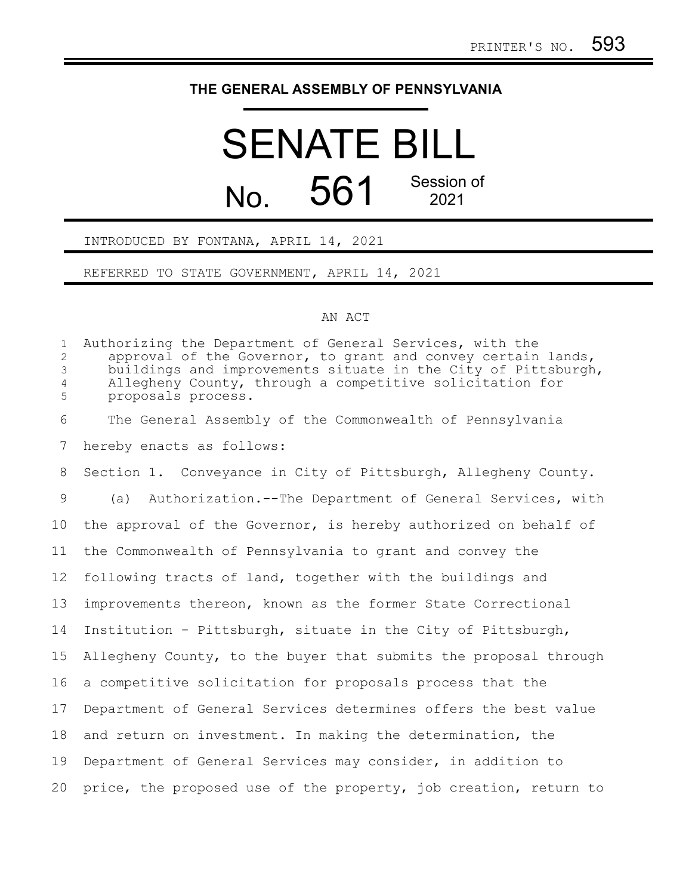PRINTER'S NO. 593

# THE GENERAL ASSEMBLY OF PENNSYLVANIA

# SENATE BILL

## No. 561 Session of 2021

INTRODUCED BY FONTANA, APRIL 14, 2021

REFERRED TO STATE GOVERNMENT, APRIL 14, 2021

AN ACT

Authorizing the Department of General Services, with the approval of the Governor, to grant and convey certain lands, buildings and improvements situate in the City of Pittsburgh, Allegheny County, through a competitive solicitation for proposals process.

The General Assembly of the Commonwealth of Pennsylvania hereby enacts as follows:

Section 1. Conveyance in City of Pittsburgh, Allegheny County.

(a) Authorization.--The Department of General Services, with the approval of the Governor, is hereby authorized on behalf of the Commonwealth of Pennsylvania to grant and convey the following tracts of land, together with the buildings and improvements thereon, known as the former State Correctional Institution - Pittsburgh, situate in the City of Pittsburgh, Allegheny County, to the buyer that submits the proposal through a competitive solicitation for proposals process that the Department of General Services determines offers the best value and return on investment. In making the determination, the Department of General Services may consider, in addition to price, the proposed use of the property, job creation, return to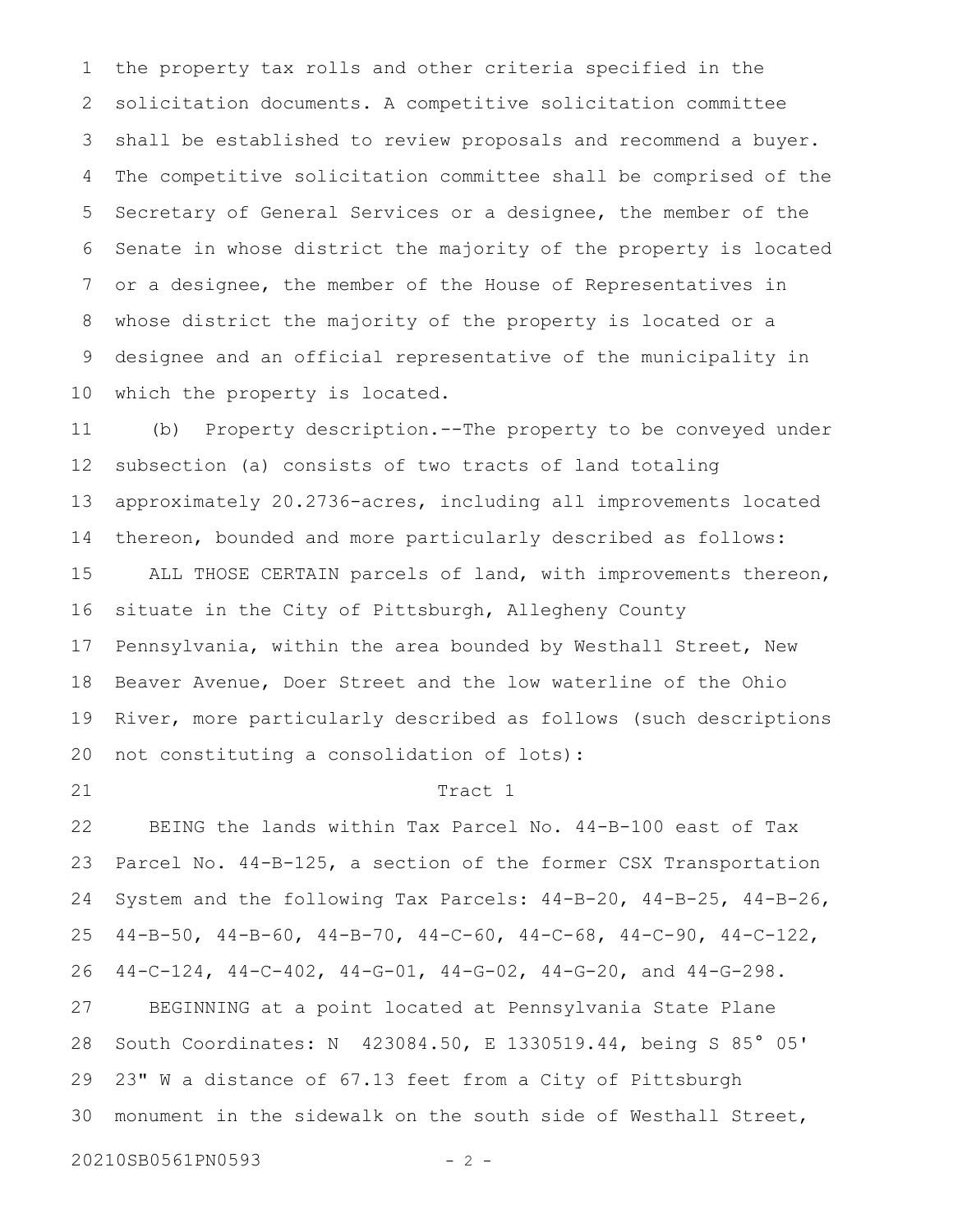the property tax rolls and other criteria specified in the solicitation documents. A competitive solicitation committee shall be established to review proposals and recommend a buyer. The competitive solicitation committee shall be comprised of the Secretary of General Services or a designee, the member of the Senate in whose district the majority of the property is located or a designee, the member of the House of Representatives in whose district the majority of the property is located or a designee and an official representative of the municipality in which the property is located.

(b) Property description.--The property to be conveyed under subsection (a) consists of two tracts of land totaling approximately 20.2736-acres, including all improvements located thereon, bounded and more particularly described as follows:

ALL THOSE CERTAIN parcels of land, with improvements thereon, situate in the City of Pittsburgh, Allegheny County Pennsylvania, within the area bounded by Westhall Street, New Beaver Avenue, Doer Street and the low waterline of the Ohio River, more particularly described as follows (such descriptions not constituting a consolidation of lots):

Tract 1

BEING the lands within Tax Parcel No. 44-B-100 east of Tax Parcel No. 44-B-125, a section of the former CSX Transportation System and the following Tax Parcels: 44-B-20, 44-B-25, 44-B-26, 44-B-50, 44-B-60, 44-B-70, 44-C-60, 44-C-68, 44-C-90, 44-C-122, 44-C-124, 44-C-402, 44-G-01, 44-G-02, 44-G-20, and 44-G-298.

BEGINNING at a point located at Pennsylvania State Plane South Coordinates: N 423084.50, E 1330519.44, being S 85° 05' 23" W a distance of 67.13 feet from a City of Pittsburgh monument in the sidewalk on the south side of Westhall Street,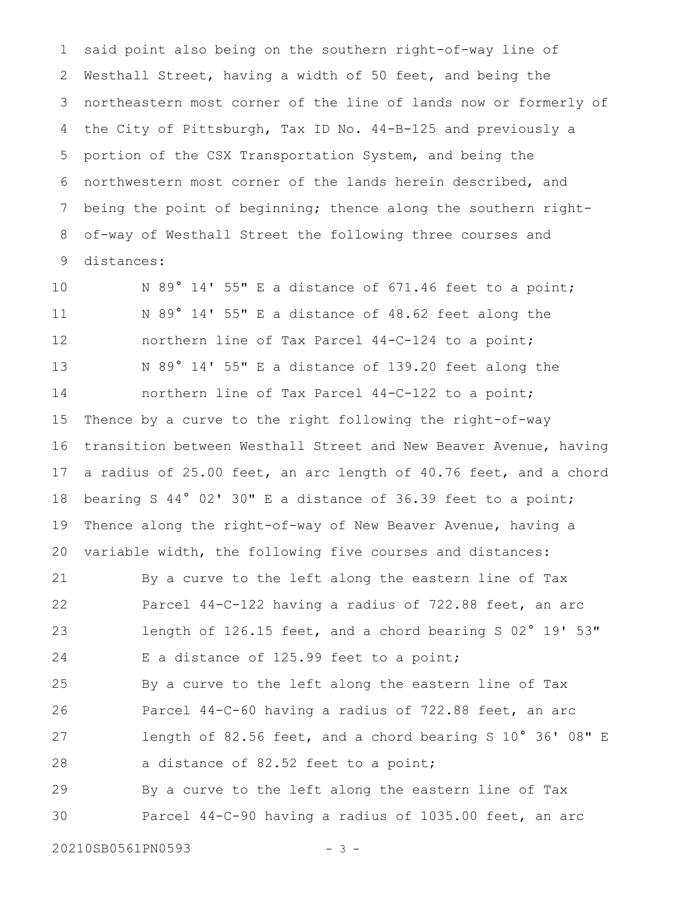said point also being on the southern right-of-way line of Westhall Street, having a width of 50 feet, and being the northeastern most corner of the line of lands now or formerly of the City of Pittsburgh, Tax ID No. 44-B-125 and previously a portion of the CSX Transportation System, and being the northwestern most corner of the lands herein described, and being the point of beginning; thence along the southern right-of-way of Westhall Street the following three courses and distances:

N 89° 14' 55" E a distance of 671.46 feet to a point;

N 89° 14' 55" E a distance of 48.62 feet along the northern line of Tax Parcel 44-C-124 to a point;

N 89° 14' 55" E a distance of 139.20 feet along the northern line of Tax Parcel 44-C-122 to a point;

Thence by a curve to the right following the right-of-way transition between Westhall Street and New Beaver Avenue, having a radius of 25.00 feet, an arc length of 40.76 feet, and a chord bearing S 44° 02' 30" E a distance of 36.39 feet to a point; Thence along the right-of-way of New Beaver Avenue, having a variable width, the following five courses and distances:

By a curve to the left along the eastern line of Tax Parcel 44-C-122 having a radius of 722.88 feet, an arc length of 126.15 feet, and a chord bearing S 02° 19' 53" E a distance of 125.99 feet to a point;

By a curve to the left along the eastern line of Tax Parcel 44-C-60 having a radius of 722.88 feet, an arc length of 82.56 feet, and a chord bearing S 10° 36' 08" E a distance of 82.52 feet to a point;

By a curve to the left along the eastern line of Tax Parcel 44-C-90 having a radius of 1035.00 feet, an arc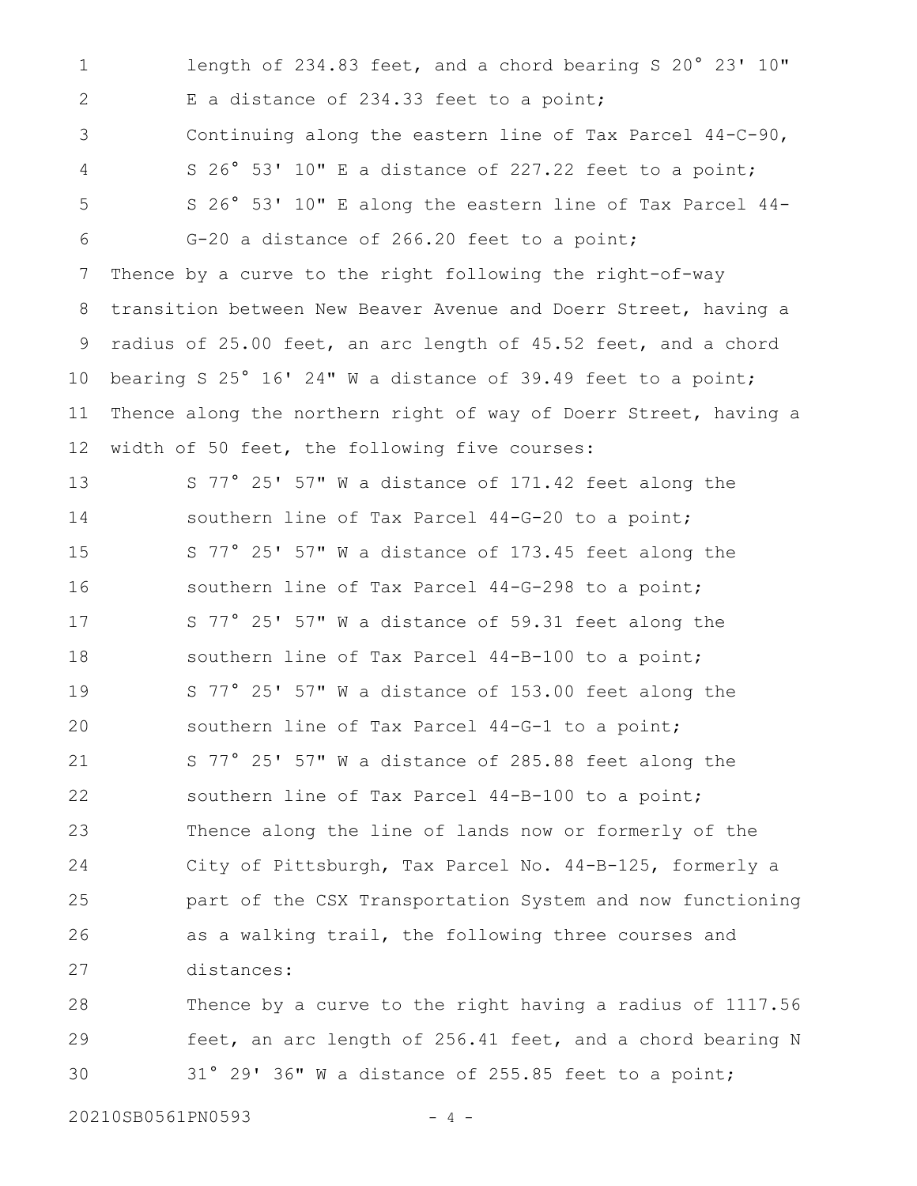length of 234.83 feet, and a chord bearing S 20° 23' 10" E a distance of 234.33 feet to a point;

Continuing along the eastern line of Tax Parcel 44-C-90, S 26° 53' 10" E a distance of 227.22 feet to a point;

S 26° 53' 10" E along the eastern line of Tax Parcel 44-G-20 a distance of 266.20 feet to a point;

Thence by a curve to the right following the right-of-way transition between New Beaver Avenue and Doerr Street, having a radius of 25.00 feet, an arc length of 45.52 feet, and a chord bearing S 25° 16' 24" W a distance of 39.49 feet to a point;

Thence along the northern right of way of Doerr Street, having a width of 50 feet, the following five courses:

S 77° 25' 57" W a distance of 171.42 feet along the southern line of Tax Parcel 44-G-20 to a point;

S 77° 25' 57" W a distance of 173.45 feet along the southern line of Tax Parcel 44-G-298 to a point;

S 77° 25' 57" W a distance of 59.31 feet along the southern line of Tax Parcel 44-B-100 to a point;

S 77° 25' 57" W a distance of 153.00 feet along the southern line of Tax Parcel 44-G-1 to a point;

S 77° 25' 57" W a distance of 285.88 feet along the southern line of Tax Parcel 44-B-100 to a point;

Thence along the line of lands now or formerly of the City of Pittsburgh, Tax Parcel No. 44-B-125, formerly a part of the CSX Transportation System and now functioning as a walking trail, the following three courses and distances:

Thence by a curve to the right having a radius of 1117.56 feet, an arc length of 256.41 feet, and a chord bearing N 31° 29' 36" W a distance of 255.85 feet to a point;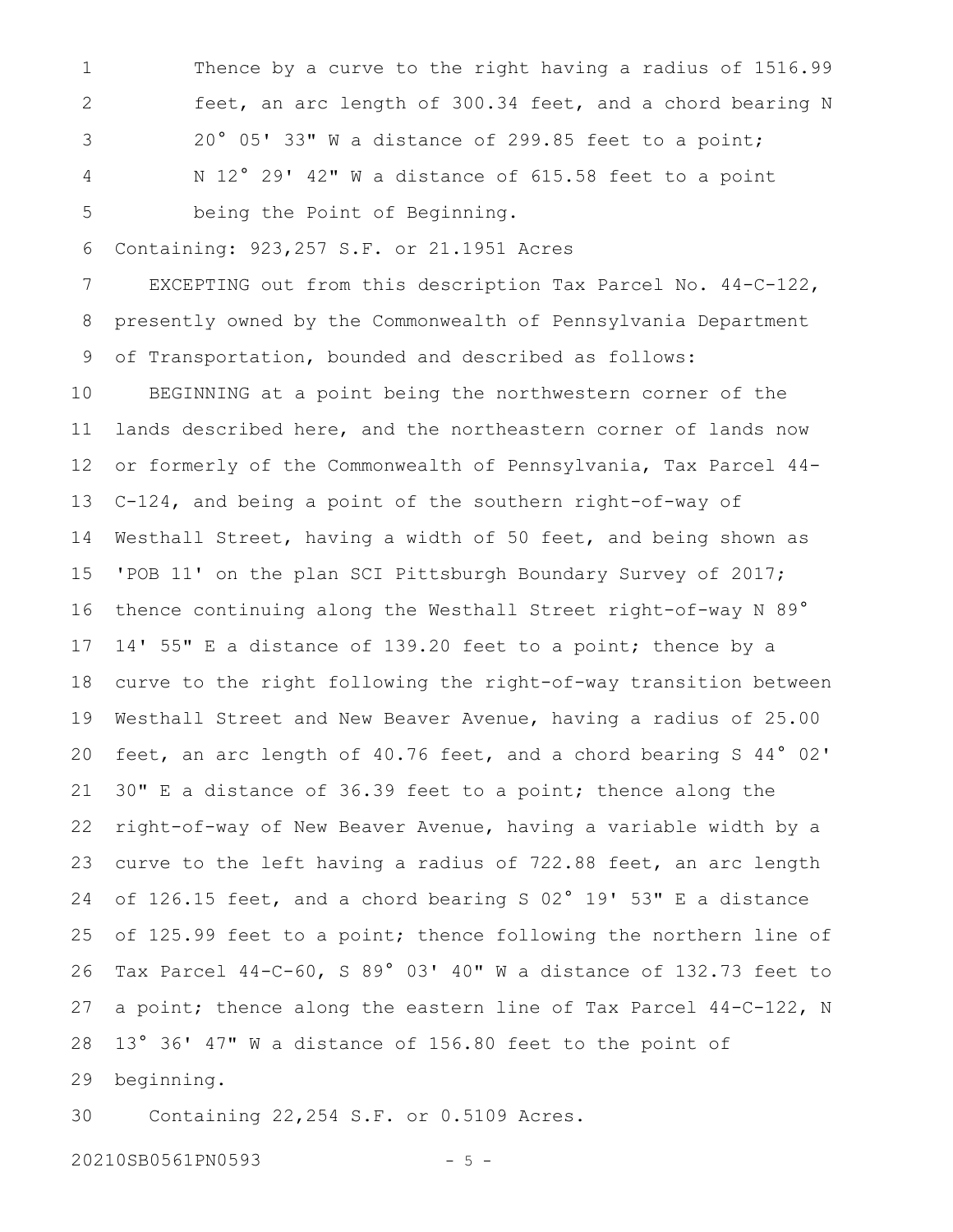Thence by a curve to the right having a radius of 1516.99 feet, an arc length of 300.34 feet, and a chord bearing N 20° 05' 33" W a distance of 299.85 feet to a point;

N 12° 29' 42" W a distance of 615.58 feet to a point being the Point of Beginning.

Containing: 923,257 S.F. or 21.1951 Acres

EXCEPTING out from this description Tax Parcel No. 44-C-122, presently owned by the Commonwealth of Pennsylvania Department of Transportation, bounded and described as follows:

BEGINNING at a point being the northwestern corner of the lands described here, and the northeastern corner of lands now or formerly of the Commonwealth of Pennsylvania, Tax Parcel 44-C-124, and being a point of the southern right-of-way of Westhall Street, having a width of 50 feet, and being shown as 'POB 11' on the plan SCI Pittsburgh Boundary Survey of 2017; thence continuing along the Westhall Street right-of-way N 89° 14' 55" E a distance of 139.20 feet to a point; thence by a curve to the right following the right-of-way transition between Westhall Street and New Beaver Avenue, having a radius of 25.00 feet, an arc length of 40.76 feet, and a chord bearing S 44° 02' 30" E a distance of 36.39 feet to a point; thence along the right-of-way of New Beaver Avenue, having a variable width by a curve to the left having a radius of 722.88 feet, an arc length of 126.15 feet, and a chord bearing S 02° 19' 53" E a distance of 125.99 feet to a point; thence following the northern line of Tax Parcel 44-C-60, S 89° 03' 40" W a distance of 132.73 feet to a point; thence along the eastern line of Tax Parcel 44-C-122, N 13° 36' 47" W a distance of 156.80 feet to the point of beginning.

Containing 22,254 S.F. or 0.5109 Acres.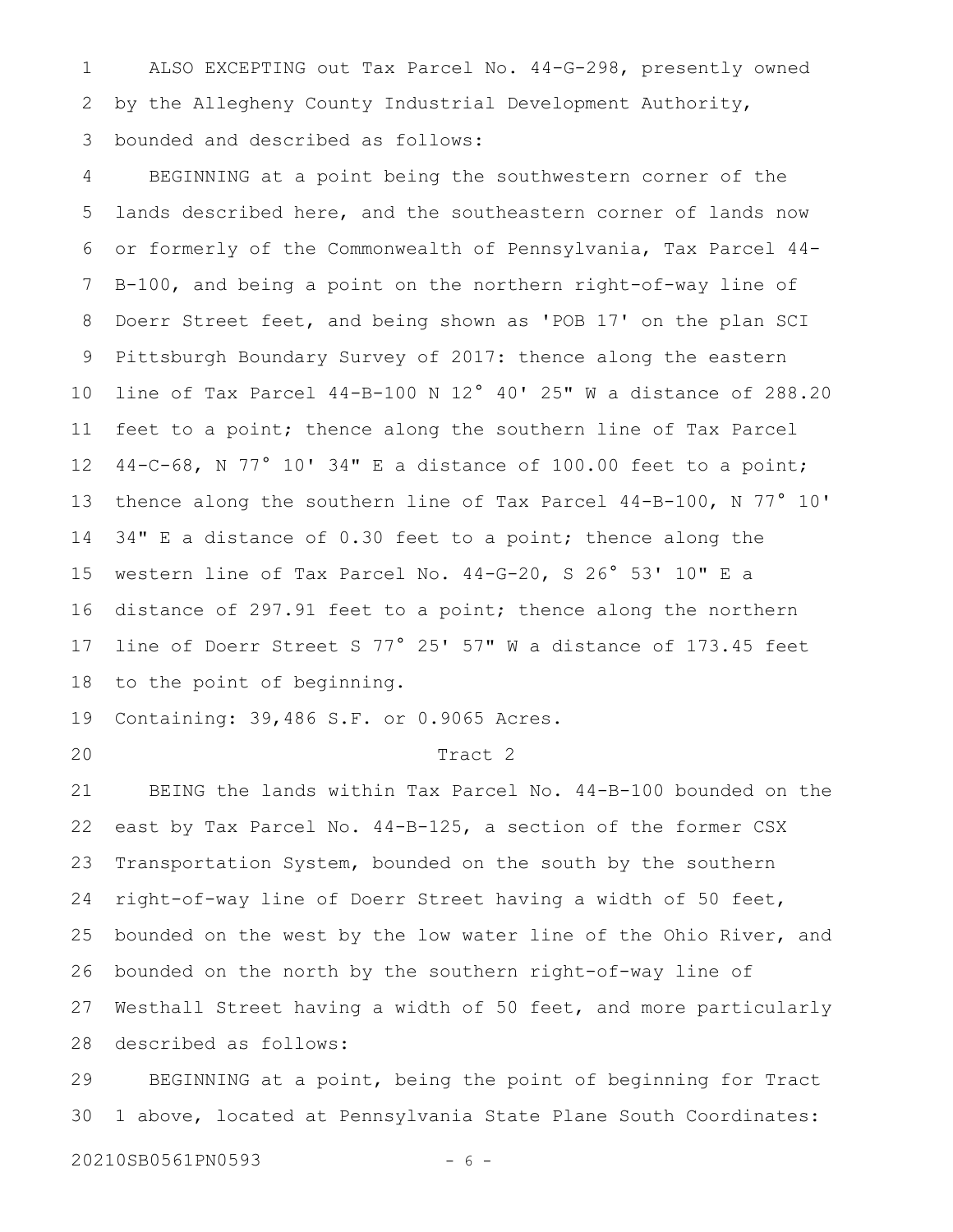ALSO EXCEPTING out Tax Parcel No. 44-G-298, presently owned by the Allegheny County Industrial Development Authority, bounded and described as follows:

BEGINNING at a point being the southwestern corner of the lands described here, and the southeastern corner of lands now or formerly of the Commonwealth of Pennsylvania, Tax Parcel 44-B-100, and being a point on the northern right-of-way line of Doerr Street feet, and being shown as 'POB 17' on the plan SCI Pittsburgh Boundary Survey of 2017: thence along the eastern line of Tax Parcel 44-B-100 N 12° 40' 25" W a distance of 288.20 feet to a point; thence along the southern line of Tax Parcel 44-C-68, N 77° 10' 34" E a distance of 100.00 feet to a point; thence along the southern line of Tax Parcel 44-B-100, N 77° 10' 34" E a distance of 0.30 feet to a point; thence along the western line of Tax Parcel No. 44-G-20, S 26° 53' 10" E a distance of 297.91 feet to a point; thence along the northern line of Doerr Street S 77° 25' 57" W a distance of 173.45 feet to the point of beginning.

Containing: 39,486 S.F. or 0.9065 Acres.

Tract 2

BEING the lands within Tax Parcel No. 44-B-100 bounded on the east by Tax Parcel No. 44-B-125, a section of the former CSX Transportation System, bounded on the south by the southern right-of-way line of Doerr Street having a width of 50 feet, bounded on the west by the low water line of the Ohio River, and bounded on the north by the southern right-of-way line of Westhall Street having a width of 50 feet, and more particularly described as follows:

BEGINNING at a point, being the point of beginning for Tract 1 above, located at Pennsylvania State Plane South Coordinates: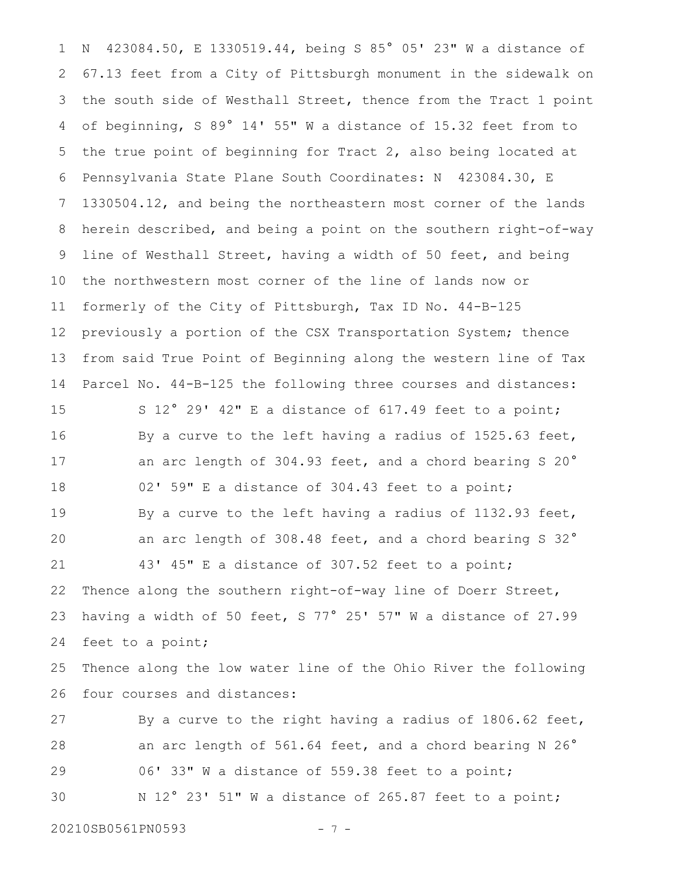N 423084.50, E 1330519.44, being S 85° 05' 23" W a distance of 67.13 feet from a City of Pittsburgh monument in the sidewalk on the south side of Westhall Street, thence from the Tract 1 point of beginning, S 89° 14' 55" W a distance of 15.32 feet from to the true point of beginning for Tract 2, also being located at Pennsylvania State Plane South Coordinates: N 423084.30, E 1330504.12, and being the northeastern most corner of the lands herein described, and being a point on the southern right-of-way line of Westhall Street, having a width of 50 feet, and being the northwestern most corner of the line of lands now or formerly of the City of Pittsburgh, Tax ID No. 44-B-125 previously a portion of the CSX Transportation System; thence from said True Point of Beginning along the western line of Tax Parcel No. 44-B-125 the following three courses and distances:

S 12° 29' 42" E a distance of 617.49 feet to a point;

By a curve to the left having a radius of 1525.63 feet, an arc length of 304.93 feet, and a chord bearing S 20° 02' 59" E a distance of 304.43 feet to a point;

By a curve to the left having a radius of 1132.93 feet, an arc length of 308.48 feet, and a chord bearing S 32° 43' 45" E a distance of 307.52 feet to a point;

Thence along the southern right-of-way line of Doerr Street, having a width of 50 feet, S 77° 25' 57" W a distance of 27.99 feet to a point;

Thence along the low water line of the Ohio River the following four courses and distances:

By a curve to the right having a radius of 1806.62 feet, an arc length of 561.64 feet, and a chord bearing N 26° 06' 33" W a distance of 559.38 feet to a point;

N 12° 23' 51" W a distance of 265.87 feet to a point;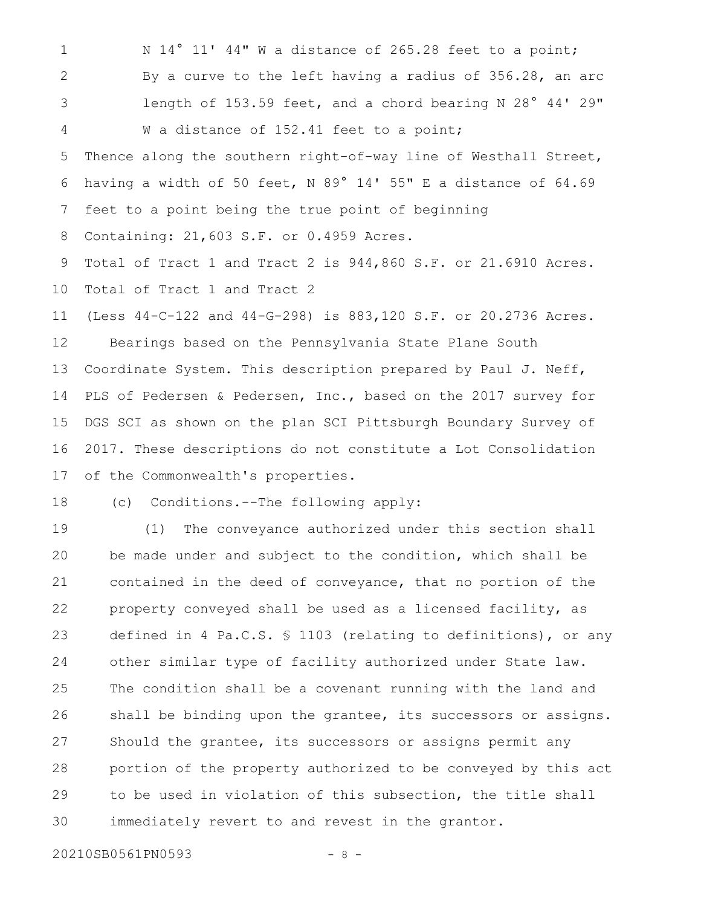N 14° 11' 44" W a distance of 265.28 feet to a point;

By a curve to the left having a radius of 356.28, an arc length of 153.59 feet, and a chord bearing N 28° 44' 29" W a distance of 152.41 feet to a point;

Thence along the southern right-of-way line of Westhall Street, having a width of 50 feet, N 89° 14' 55" E a distance of 64.69 feet to a point being the true point of beginning

Containing: 21,603 S.F. or 0.4959 Acres.

Total of Tract 1 and Tract 2 is 944,860 S.F. or 21.6910 Acres.

Total of Tract 1 and Tract 2

(Less 44-C-122 and 44-G-298) is 883,120 S.F. or 20.2736 Acres.

Bearings based on the Pennsylvania State Plane South Coordinate System. This description prepared by Paul J. Neff, PLS of Pedersen & Pedersen, Inc., based on the 2017 survey for DGS SCI as shown on the plan SCI Pittsburgh Boundary Survey of 2017. These descriptions do not constitute a Lot Consolidation of the Commonwealth's properties.

(c) Conditions.--The following apply:

(1) The conveyance authorized under this section shall be made under and subject to the condition, which shall be contained in the deed of conveyance, that no portion of the property conveyed shall be used as a licensed facility, as defined in 4 Pa.C.S. § 1103 (relating to definitions), or any other similar type of facility authorized under State law. The condition shall be a covenant running with the land and shall be binding upon the grantee, its successors or assigns. Should the grantee, its successors or assigns permit any portion of the property authorized to be conveyed by this act to be used in violation of this subsection, the title shall immediately revert to and revest in the grantor.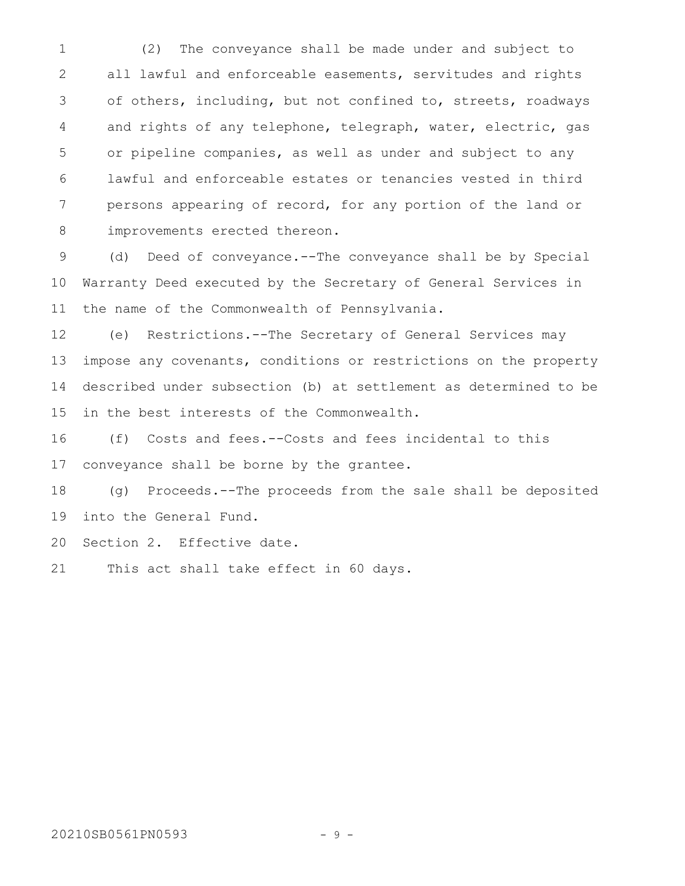(2) The conveyance shall be made under and subject to all lawful and enforceable easements, servitudes and rights of others, including, but not confined to, streets, roadways and rights of any telephone, telegraph, water, electric, gas or pipeline companies, as well as under and subject to any lawful and enforceable estates or tenancies vested in third persons appearing of record, for any portion of the land or improvements erected thereon.

(d) Deed of conveyance.--The conveyance shall be by Special Warranty Deed executed by the Secretary of General Services in the name of the Commonwealth of Pennsylvania.

(e) Restrictions.--The Secretary of General Services may impose any covenants, conditions or restrictions on the property described under subsection (b) at settlement as determined to be in the best interests of the Commonwealth.

(f) Costs and fees.--Costs and fees incidental to this conveyance shall be borne by the grantee.

(g) Proceeds.--The proceeds from the sale shall be deposited into the General Fund.

Section 2. Effective date.

This act shall take effect in 60 days.